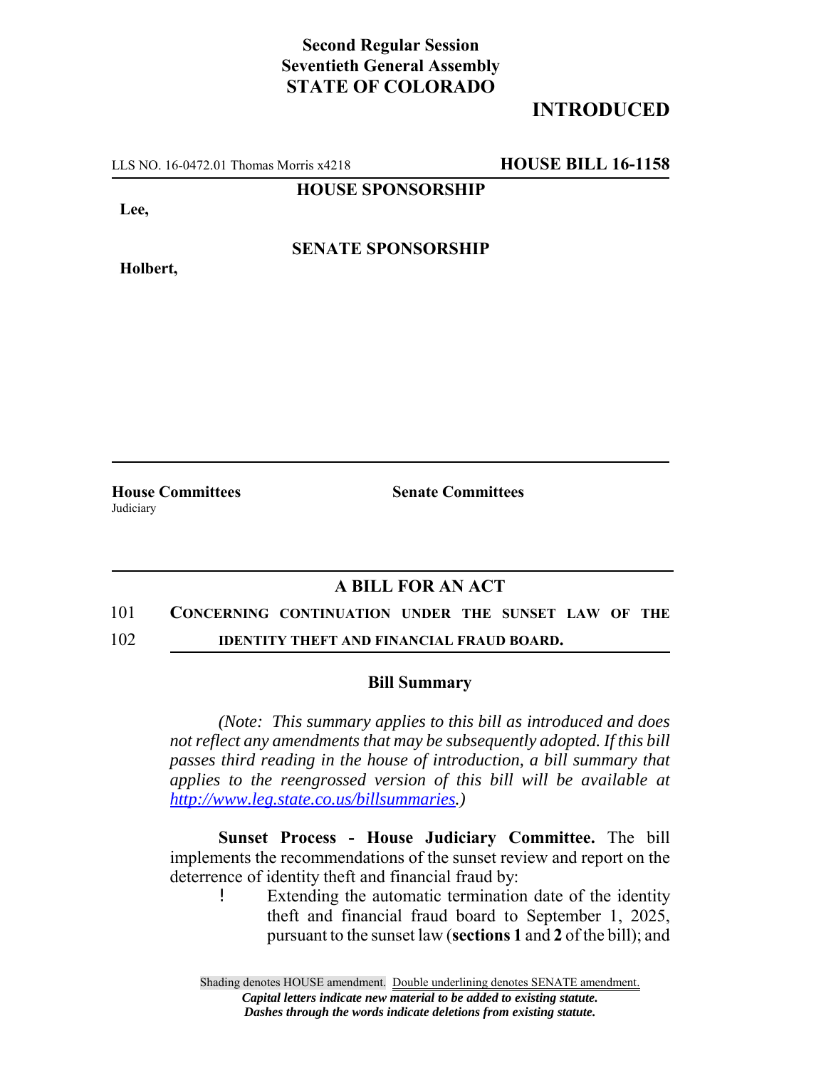**Second Regular Session**
**Seventieth General Assembly**
**STATE OF COLORADO**

# INTRODUCED

LLS NO. 16-0472.01 Thomas Morris x4218 **HOUSE BILL 16-1158**

**HOUSE SPONSORSHIP**

**Lee,**

**SENATE SPONSORSHIP**

**Holbert,**

**House Committees**
Judiciary

**Senate Committees**

## A BILL FOR AN ACT

101 **CONCERNING CONTINUATION UNDER THE SUNSET LAW OF THE**
102 **IDENTITY THEFT AND FINANCIAL FRAUD BOARD.**

### Bill Summary

*(Note: This summary applies to this bill as introduced and does not reflect any amendments that may be subsequently adopted. If this bill passes third reading in the house of introduction, a bill summary that applies to the reengrossed version of this bill will be available at http://www.leg.state.co.us/billsummaries.)*

**Sunset Process - House Judiciary Committee.** The bill implements the recommendations of the sunset review and report on the deterrence of identity theft and financial fraud by:

- Extending the automatic termination date of the identity theft and financial fraud board to September 1, 2025, pursuant to the sunset law (**sections 1** and **2** of the bill); and

Shading denotes HOUSE amendment. Double underlining denotes SENATE amendment.
*Capital letters indicate new material to be added to existing statute.*
*Dashes through the words indicate deletions from existing statute.*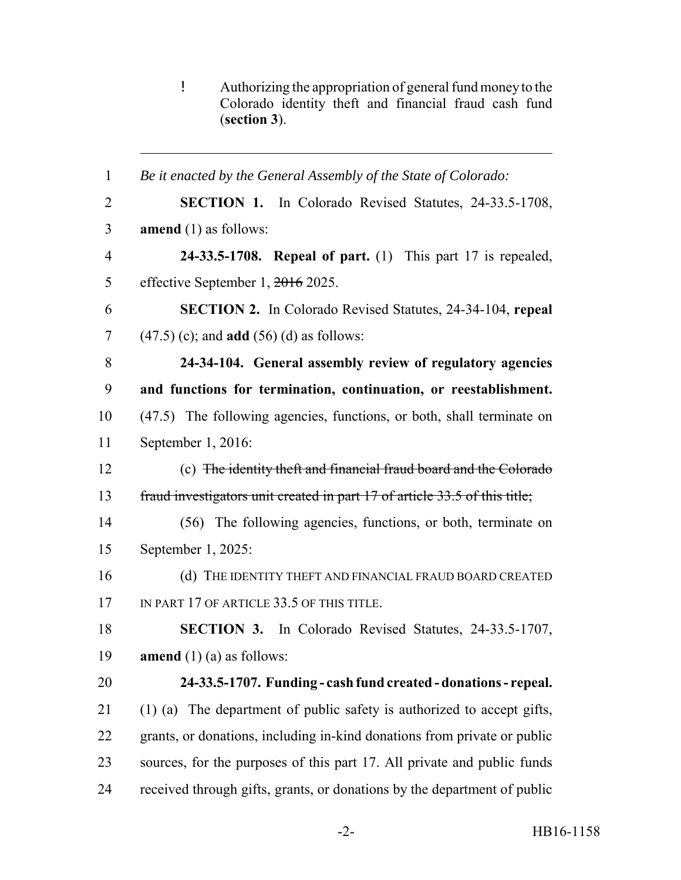! Authorizing the appropriation of general fund money to the Colorado identity theft and financial fraud cash fund (**section 3**).

---

*Be it enacted by the General Assembly of the State of Colorado:*

**SECTION 1.** In Colorado Revised Statutes, 24-33.5-1708, **amend** (1) as follows:

**24-33.5-1708. Repeal of part.** (1) This part 17 is repealed, effective September 1, ~~2016~~ 2025.

**SECTION 2.** In Colorado Revised Statutes, 24-34-104, **repeal** (47.5) (c); and **add** (56) (d) as follows:

**24-34-104. General assembly review of regulatory agencies and functions for termination, continuation, or reestablishment.** (47.5) The following agencies, functions, or both, shall terminate on September 1, 2016:

(c) ~~The identity theft and financial fraud board and the Colorado fraud investigators unit created in part 17 of article 33.5 of this title;~~

(56) The following agencies, functions, or both, terminate on September 1, 2025:

(d) THE IDENTITY THEFT AND FINANCIAL FRAUD BOARD CREATED IN PART 17 OF ARTICLE 33.5 OF THIS TITLE.

**SECTION 3.** In Colorado Revised Statutes, 24-33.5-1707, **amend** (1) (a) as follows:

**24-33.5-1707. Funding - cash fund created - donations - repeal.** (1) (a) The department of public safety is authorized to accept gifts, grants, or donations, including in-kind donations from private or public sources, for the purposes of this part 17. All private and public funds received through gifts, grants, or donations by the department of public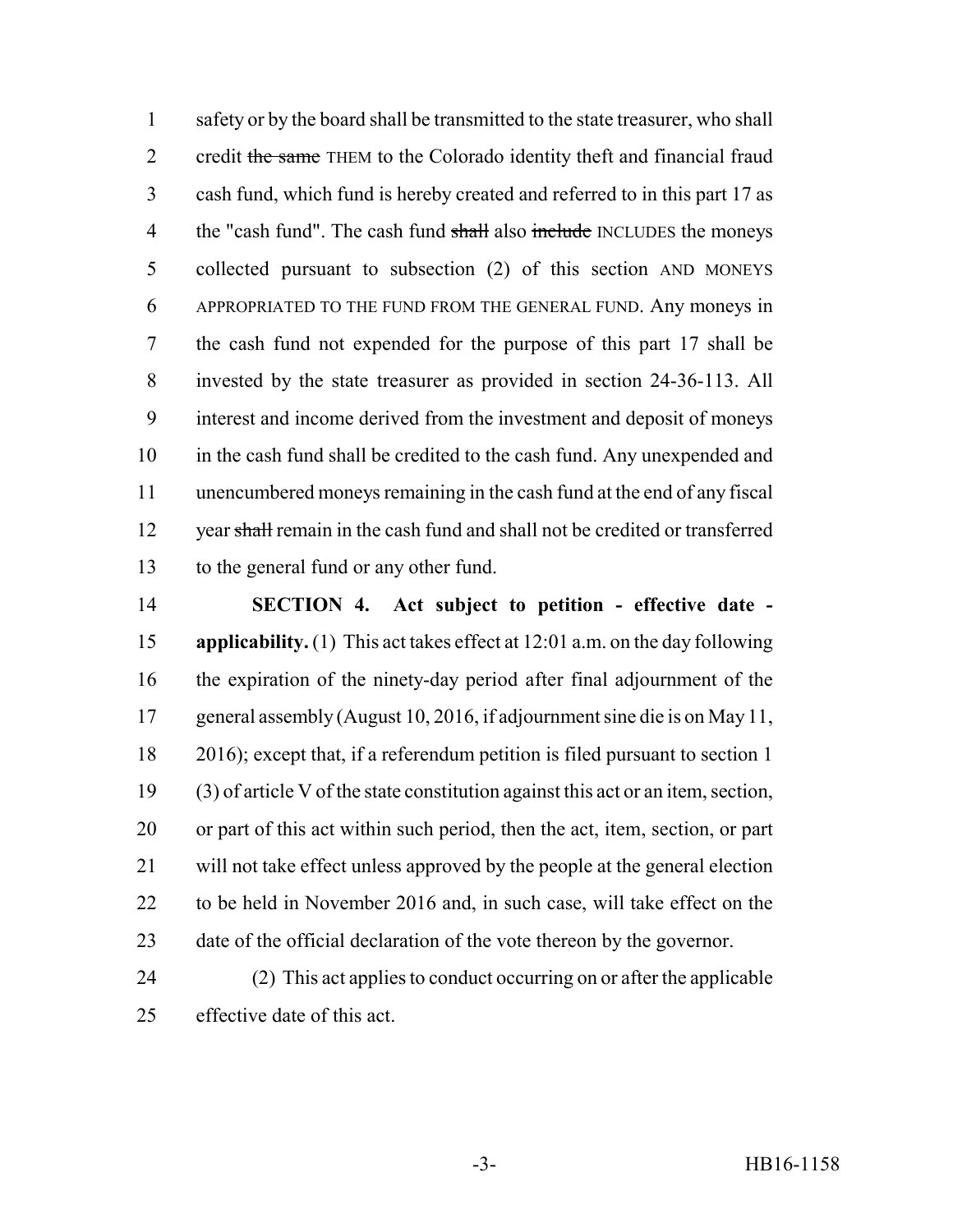safety or by the board shall be transmitted to the state treasurer, who shall credit ~~the same~~ THEM to the Colorado identity theft and financial fraud cash fund, which fund is hereby created and referred to in this part 17 as the "cash fund". The cash fund ~~shall~~ also ~~include~~ INCLUDES the moneys collected pursuant to subsection (2) of this section AND MONEYS APPROPRIATED TO THE FUND FROM THE GENERAL FUND. Any moneys in the cash fund not expended for the purpose of this part 17 shall be invested by the state treasurer as provided in section 24-36-113. All interest and income derived from the investment and deposit of moneys in the cash fund shall be credited to the cash fund. Any unexpended and unencumbered moneys remaining in the cash fund at the end of any fiscal year ~~shall~~ remain in the cash fund and shall not be credited or transferred to the general fund or any other fund.

**SECTION 4. Act subject to petition - effective date - applicability.** (1) This act takes effect at 12:01 a.m. on the day following the expiration of the ninety-day period after final adjournment of the general assembly (August 10, 2016, if adjournment sine die is on May 11, 2016); except that, if a referendum petition is filed pursuant to section 1 (3) of article V of the state constitution against this act or an item, section, or part of this act within such period, then the act, item, section, or part will not take effect unless approved by the people at the general election to be held in November 2016 and, in such case, will take effect on the date of the official declaration of the vote thereon by the governor.

(2) This act applies to conduct occurring on or after the applicable effective date of this act.